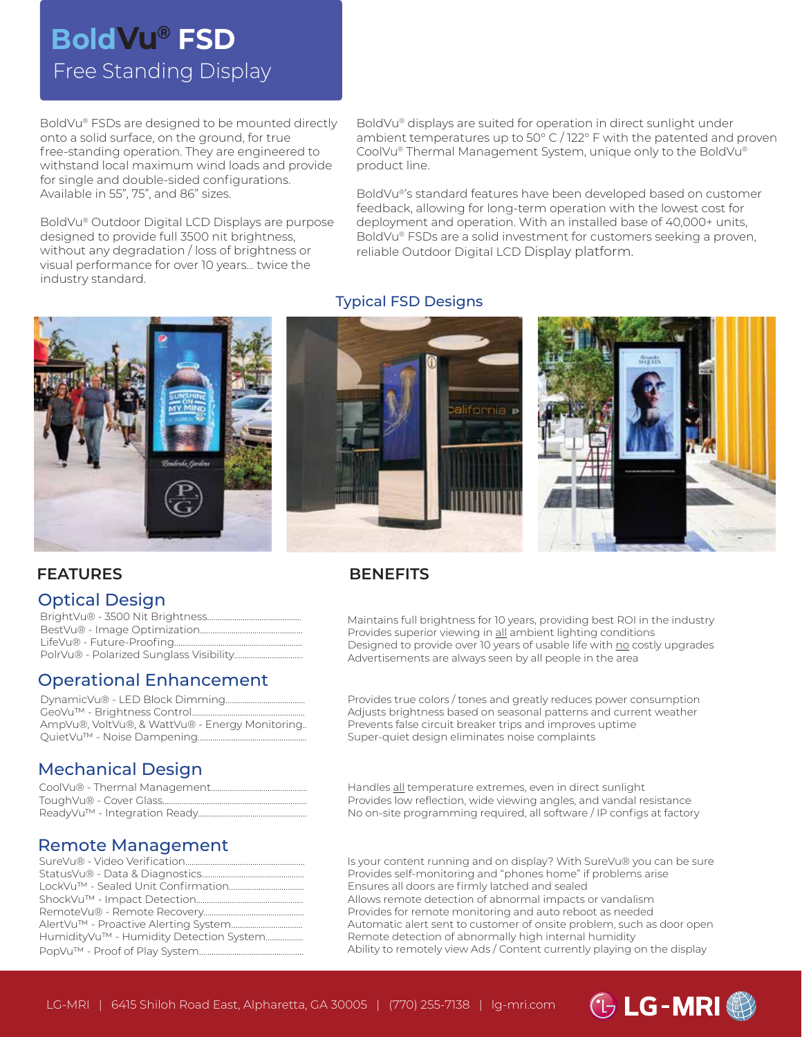# BoldVu® FSD

## Free Standing Display

BoldVu® FSDs are designed to be mounted directly onto a solid surface, on the ground, for true free-standing operation. They are engineered to withstand local maximum wind loads and provide for single and double-sided configurations. Available in 55", 75", and 86" sizes.

BoldVu® Outdoor Digital LCD Displays are purpose designed to provide full 3500 nit brightness, without any degradation / loss of brightness or visual performance for over 10 years... twice the industry standard.

BoldVu® displays are suited for operation in direct sunlight under ambient temperatures up to 50° C / 122° F with the patented and proven CoolVu® Thermal Management System, unique only to the BoldVu® product line.

BoldVu®'s standard features have been developed based on customer feedback, allowing for long-term operation with the lowest cost for deployment and operation. With an installed base of 40,000+ units, BoldVu® FSDs are a solid investment for customers seeking a proven, reliable Outdoor Digital LCD Display platform.

### Typical FSD Designs

| FEATURES | BENEFITS |
|---|---|
| **Optical Design** | |
| BrightVu® - 3500 Nit Brightness | Maintains full brightness for 10 years, providing best ROI in the industry |
| BestVu® - Image Optimization | Provides superior viewing in all ambient lighting conditions |
| LifeVu® - Future-Proofing | Designed to provide over 10 years of usable life with no costly upgrades |
| PolrVu® - Polarized Sunglass Visibility | Advertisements are always seen by all people in the area |
| **Operational Enhancement** | |
| DynamicVu® - LED Block Dimming | Provides true colors / tones and greatly reduces power consumption |
| GeoVu™ - Brightness Control | Adjusts brightness based on seasonal patterns and current weather |
| AmpVu®, VoltVu®, & WattVu® - Energy Monitoring | Prevents false circuit breaker trips and improves uptime |
| QuietVu™ - Noise Dampening | Super-quiet design eliminates noise complaints |
| **Mechanical Design** | |
| CoolVu® - Thermal Management | Handles all temperature extremes, even in direct sunlight |
| ToughVu® - Cover Glass | Provides low reflection, wide viewing angles, and vandal resistance |
| ReadyVu™ - Integration Ready | No on-site programming required, all software / IP configs at factory |
| **Remote Management** | |
| SureVu® - Video Verification | Is your content running and on display? With SureVu® you can be sure |
| StatusVu® - Data & Diagnostics | Provides self-monitoring and "phones home" if problems arise |
| LockVu™ - Sealed Unit Confirmation | Ensures all doors are firmly latched and sealed |
| ShockVu™ - Impact Detection | Allows remote detection of abnormal impacts or vandalism |
| RemoteVu® - Remote Recovery | Provides for remote monitoring and auto reboot as needed |
| AlertVu™ - Proactive Alerting System | Automatic alert sent to customer of onsite problem, such as door open |
| HumidityVu™ - Humidity Detection System | Remote detection of abnormally high internal humidity |
| PopVu™ - Proof of Play System | Ability to remotely view Ads / Content currently playing on the display |

LG-MRI | 6415 Shiloh Road East, Alpharetta, GA 30005 | (770) 255-7138 | lg-mri.com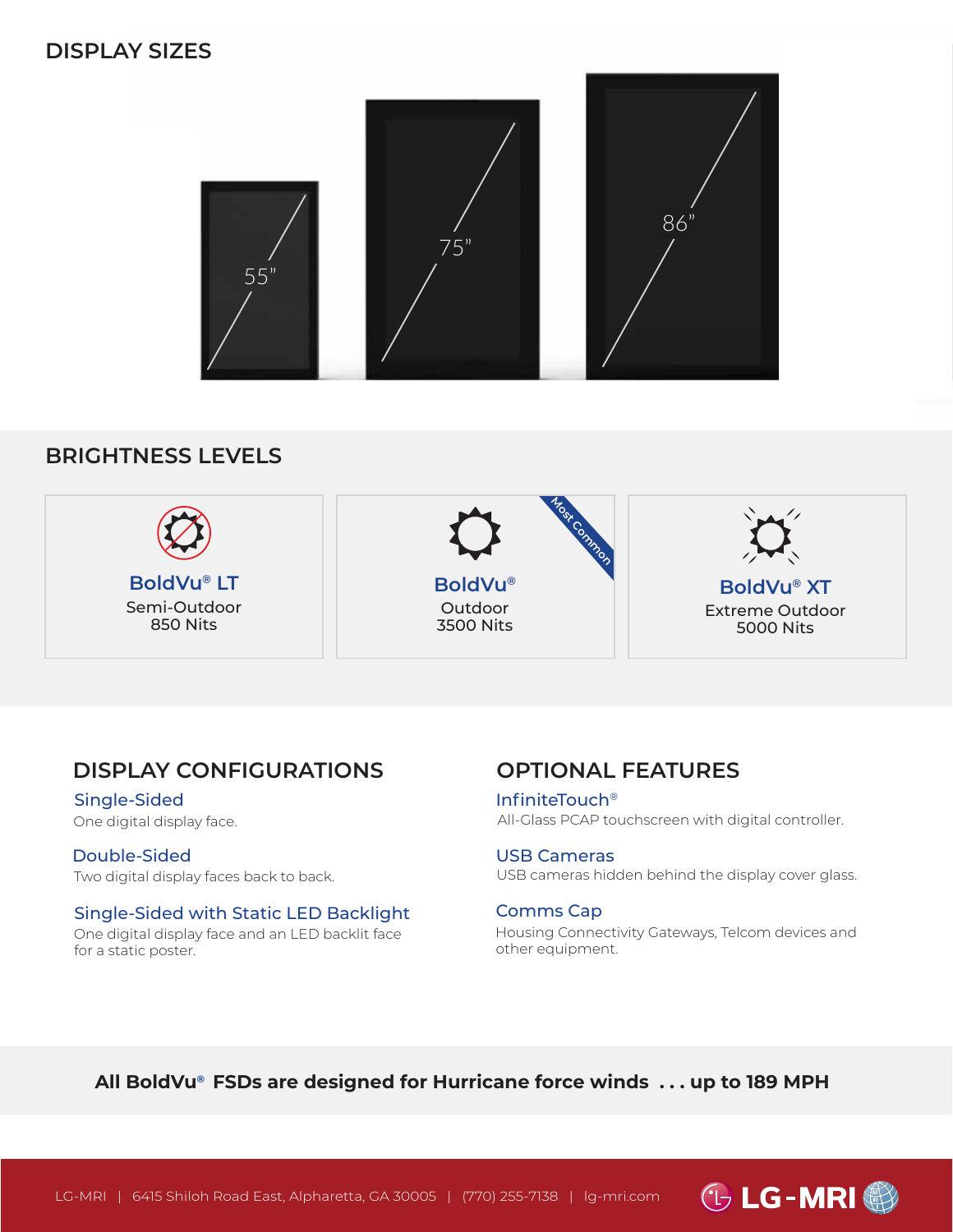## DISPLAY SIZES

55"

75"

86"

## BRIGHTNESS LEVELS

**BoldVu® LT**
Semi-Outdoor
850 Nits

Most Common

**BoldVu®**
Outdoor
3500 Nits

**BoldVu® XT**
Extreme Outdoor
5000 Nits

## DISPLAY CONFIGURATIONS

### Single-Sided

One digital display face.

### Double-Sided

Two digital display faces back to back.

### Single-Sided with Static LED Backlight

One digital display face and an LED backlit face for a static poster.

## OPTIONAL FEATURES

### InfiniteTouch®

All-Glass PCAP touchscreen with digital controller.

### USB Cameras

USB cameras hidden behind the display cover glass.

### Comms Cap

Housing Connectivity Gateways, Telcom devices and other equipment.

**All BoldVu® FSDs are designed for Hurricane force winds . . . up to 189 MPH**

LG-MRI | 6415 Shiloh Road East, Alpharetta, GA 30005 | (770) 255-7138 | lg-mri.com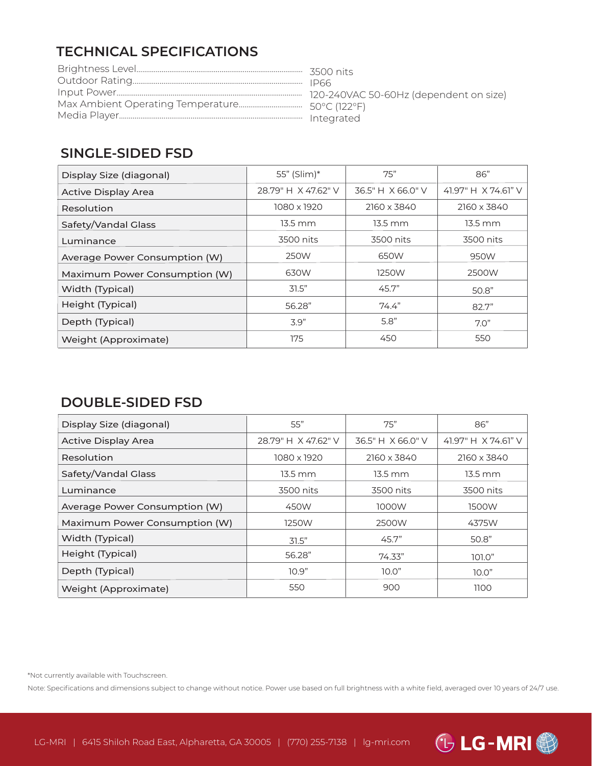## TECHNICAL SPECIFICATIONS

| | |
|---|---|
| Brightness Level | 3500 nits |
| Outdoor Rating | IP66 |
| Input Power | 120-240VAC 50-60Hz (dependent on size) |
| Max Ambient Operating Temperature | 50°C (122°F) |
| Media Player | Integrated |

## SINGLE-SIDED FSD

| Display Size (diagonal) | 55" (Slim)* | 75" | 86" |
|---|---|---|---|
| Active Display Area | 28.79" H X 47.62" V | 36.5" H X 66.0" V | 41.97" H X 74.61" V |
| Resolution | 1080 x 1920 | 2160 x 3840 | 2160 x 3840 |
| Safety/Vandal Glass | 13.5 mm | 13.5 mm | 13.5 mm |
| Luminance | 3500 nits | 3500 nits | 3500 nits |
| Average Power Consumption (W) | 250W | 650W | 950W |
| Maximum Power Consumption (W) | 630W | 1250W | 2500W |
| Width (Typical) | 31.5" | 45.7" | 50.8" |
| Height (Typical) | 56.28" | 74.4" | 82.7" |
| Depth (Typical) | 3.9" | 5.8" | 7.0" |
| Weight (Approximate) | 175 | 450 | 550 |

## DOUBLE-SIDED FSD

| Display Size (diagonal) | 55" | 75" | 86" |
|---|---|---|---|
| Active Display Area | 28.79" H X 47.62" V | 36.5" H X 66.0" V | 41.97" H X 74.61" V |
| Resolution | 1080 x 1920 | 2160 x 3840 | 2160 x 3840 |
| Safety/Vandal Glass | 13.5 mm | 13.5 mm | 13.5 mm |
| Luminance | 3500 nits | 3500 nits | 3500 nits |
| Average Power Consumption (W) | 450W | 1000W | 1500W |
| Maximum Power Consumption (W) | 1250W | 2500W | 4375W |
| Width (Typical) | 31.5" | 45.7" | 50.8" |
| Height (Typical) | 56.28" | 74.33" | 101.0" |
| Depth (Typical) | 10.9" | 10.0" | 10.0" |
| Weight (Approximate) | 550 | 900 | 1100 |

*Not currently available with Touchscreen.

Note: Specifications and dimensions subject to change without notice. Power use based on full brightness with a white field, averaged over 10 years of 24/7 use.

LG-MRI | 6415 Shiloh Road East, Alpharetta, GA 30005 | (770) 255-7138 | lg-mri.com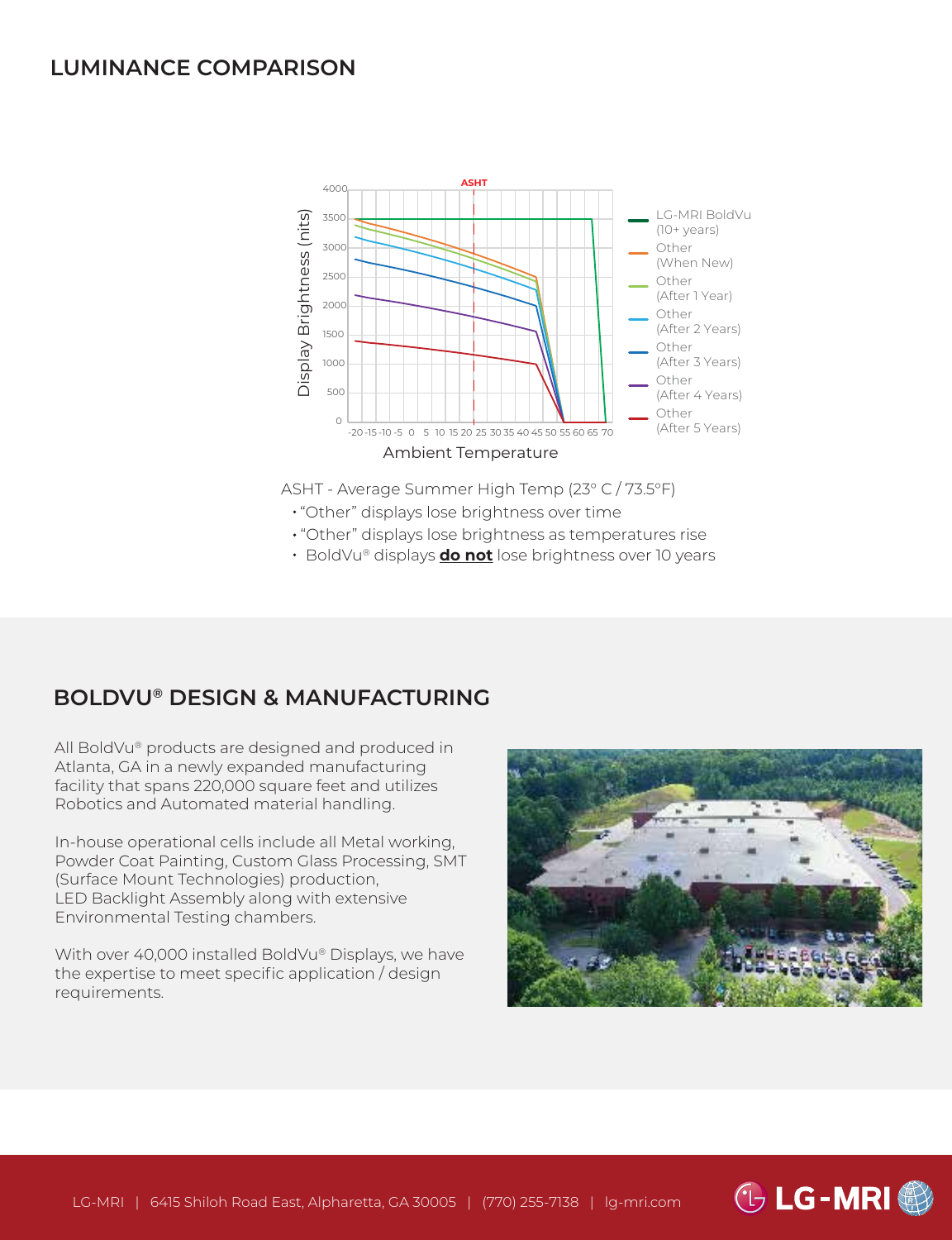## LUMINANCE COMPARISON

ASHT

Display Brightness (nits)

4000
3500
3000
2500
2000
1500
1000
500
0

-20 -15 -10 -5 0 5 10 15 20 25 30 35 40 45 50 55 60 65 70

Ambient Temperature

LG-MRI BoldVu (10+ years)
Other (When New)
Other (After 1 Year)
Other (After 2 Years)
Other (After 3 Years)
Other (After 4 Years)
Other (After 5 Years)

ASHT - Average Summer High Temp (23° C / 73.5°F)

- "Other" displays lose brightness over time
- "Other" displays lose brightness as temperatures rise
- BoldVu® displays **do not** lose brightness over 10 years

## BOLDVU® DESIGN & MANUFACTURING

All BoldVu® products are designed and produced in Atlanta, GA in a newly expanded manufacturing facility that spans 220,000 square feet and utilizes Robotics and Automated material handling.

In-house operational cells include all Metal working, Powder Coat Painting, Custom Glass Processing, SMT (Surface Mount Technologies) production, LED Backlight Assembly along with extensive Environmental Testing chambers.

With over 40,000 installed BoldVu® Displays, we have the expertise to meet specific application / design requirements.

LG-MRI | 6415 Shiloh Road East, Alpharetta, GA 30005 | (770) 255-7138 | lg-mri.com